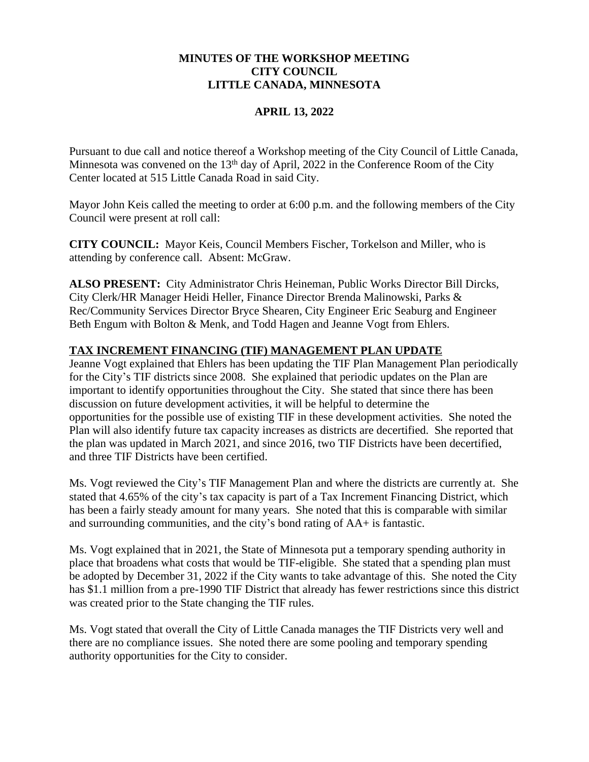**MINUTES OF THE WORKSHOP MEETING**
**CITY COUNCIL**
**LITTLE CANADA, MINNESOTA**

**APRIL 13, 2022**

Pursuant to due call and notice thereof a Workshop meeting of the City Council of Little Canada, Minnesota was convened on the 13th day of April, 2022 in the Conference Room of the City Center located at 515 Little Canada Road in said City.

Mayor John Keis called the meeting to order at 6:00 p.m. and the following members of the City Council were present at roll call:

**CITY COUNCIL:** Mayor Keis, Council Members Fischer, Torkelson and Miller, who is attending by conference call. Absent: McGraw.

**ALSO PRESENT:** City Administrator Chris Heineman, Public Works Director Bill Dircks, City Clerk/HR Manager Heidi Heller, Finance Director Brenda Malinowski, Parks & Rec/Community Services Director Bryce Shearen, City Engineer Eric Seaburg and Engineer Beth Engum with Bolton & Menk, and Todd Hagen and Jeanne Vogt from Ehlers.

## TAX INCREMENT FINANCING (TIF) MANAGEMENT PLAN UPDATE

Jeanne Vogt explained that Ehlers has been updating the TIF Plan Management Plan periodically for the City's TIF districts since 2008. She explained that periodic updates on the Plan are important to identify opportunities throughout the City. She stated that since there has been discussion on future development activities, it will be helpful to determine the opportunities for the possible use of existing TIF in these development activities. She noted the Plan will also identify future tax capacity increases as districts are decertified. She reported that the plan was updated in March 2021, and since 2016, two TIF Districts have been decertified, and three TIF Districts have been certified.

Ms. Vogt reviewed the City's TIF Management Plan and where the districts are currently at. She stated that 4.65% of the city's tax capacity is part of a Tax Increment Financing District, which has been a fairly steady amount for many years. She noted that this is comparable with similar and surrounding communities, and the city's bond rating of AA+ is fantastic.

Ms. Vogt explained that in 2021, the State of Minnesota put a temporary spending authority in place that broadens what costs that would be TIF-eligible. She stated that a spending plan must be adopted by December 31, 2022 if the City wants to take advantage of this. She noted the City has $1.1 million from a pre-1990 TIF District that already has fewer restrictions since this district was created prior to the State changing the TIF rules.

Ms. Vogt stated that overall the City of Little Canada manages the TIF Districts very well and there are no compliance issues. She noted there are some pooling and temporary spending authority opportunities for the City to consider.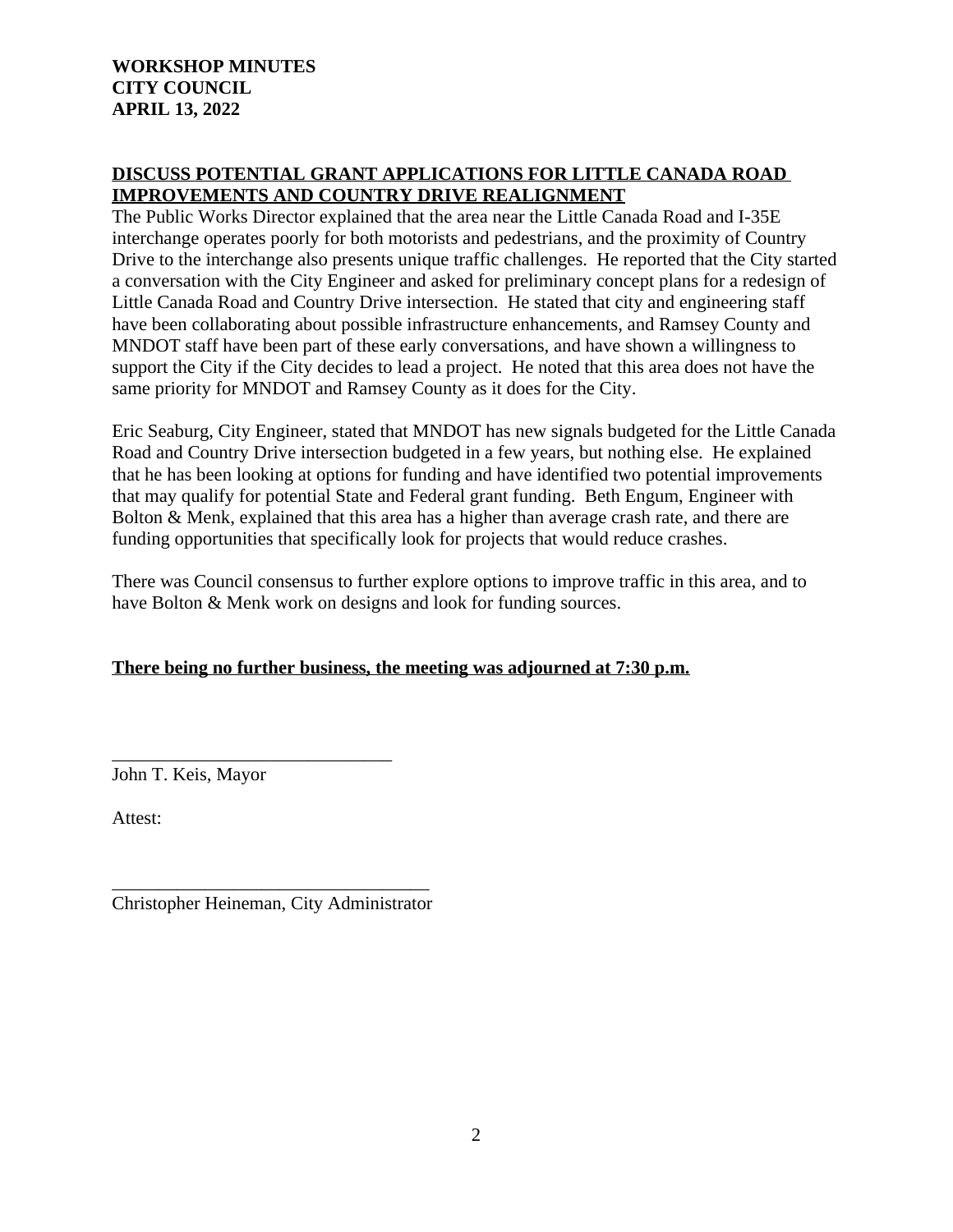**WORKSHOP MINUTES**
**CITY COUNCIL**
**APRIL 13, 2022**

**DISCUSS POTENTIAL GRANT APPLICATIONS FOR LITTLE CANADA ROAD IMPROVEMENTS AND COUNTRY DRIVE REALIGNMENT**

The Public Works Director explained that the area near the Little Canada Road and I-35E interchange operates poorly for both motorists and pedestrians, and the proximity of Country Drive to the interchange also presents unique traffic challenges. He reported that the City started a conversation with the City Engineer and asked for preliminary concept plans for a redesign of Little Canada Road and Country Drive intersection. He stated that city and engineering staff have been collaborating about possible infrastructure enhancements, and Ramsey County and MNDOT staff have been part of these early conversations, and have shown a willingness to support the City if the City decides to lead a project. He noted that this area does not have the same priority for MNDOT and Ramsey County as it does for the City.

Eric Seaburg, City Engineer, stated that MNDOT has new signals budgeted for the Little Canada Road and Country Drive intersection budgeted in a few years, but nothing else. He explained that he has been looking at options for funding and have identified two potential improvements that may qualify for potential State and Federal grant funding. Beth Engum, Engineer with Bolton & Menk, explained that this area has a higher than average crash rate, and there are funding opportunities that specifically look for projects that would reduce crashes.

There was Council consensus to further explore options to improve traffic in this area, and to have Bolton & Menk work on designs and look for funding sources.

**There being no further business, the meeting was adjourned at 7:30 p.m.**

______________________________
John T. Keis, Mayor

Attest:

__________________________________
Christopher Heineman, City Administrator